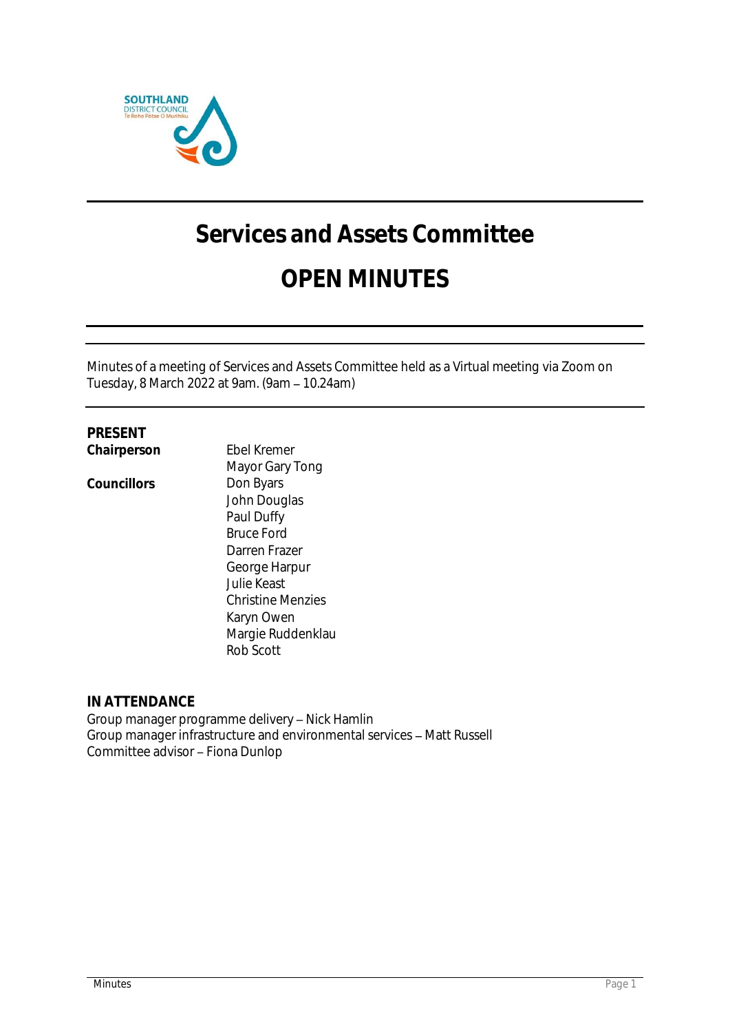# Services and Assets Committee

# OPEN MINUTES

Minutes of a meeting of Services and Assets Committee held as a Virtual meeting via Zoom on Tuesday, 8 March 2022 at 9am. (9am – 10.24am)

**PRESENT**

| | |
|---|---|
| **Chairperson** | Ebel Kremer |
| | Mayor Gary Tong |
| **Councillors** | Don Byars |
| | John Douglas |
| | Paul Duffy |
| | Bruce Ford |
| | Darren Frazer |
| | George Harpur |
| | Julie Keast |
| | Christine Menzies |
| | Karyn Owen |
| | Margie Ruddenklau |
| | Rob Scott |

**IN ATTENDANCE**

Group manager programme delivery – Nick Hamlin
Group manager infrastructure and environmental services – Matt Russell
Committee advisor – Fiona Dunlop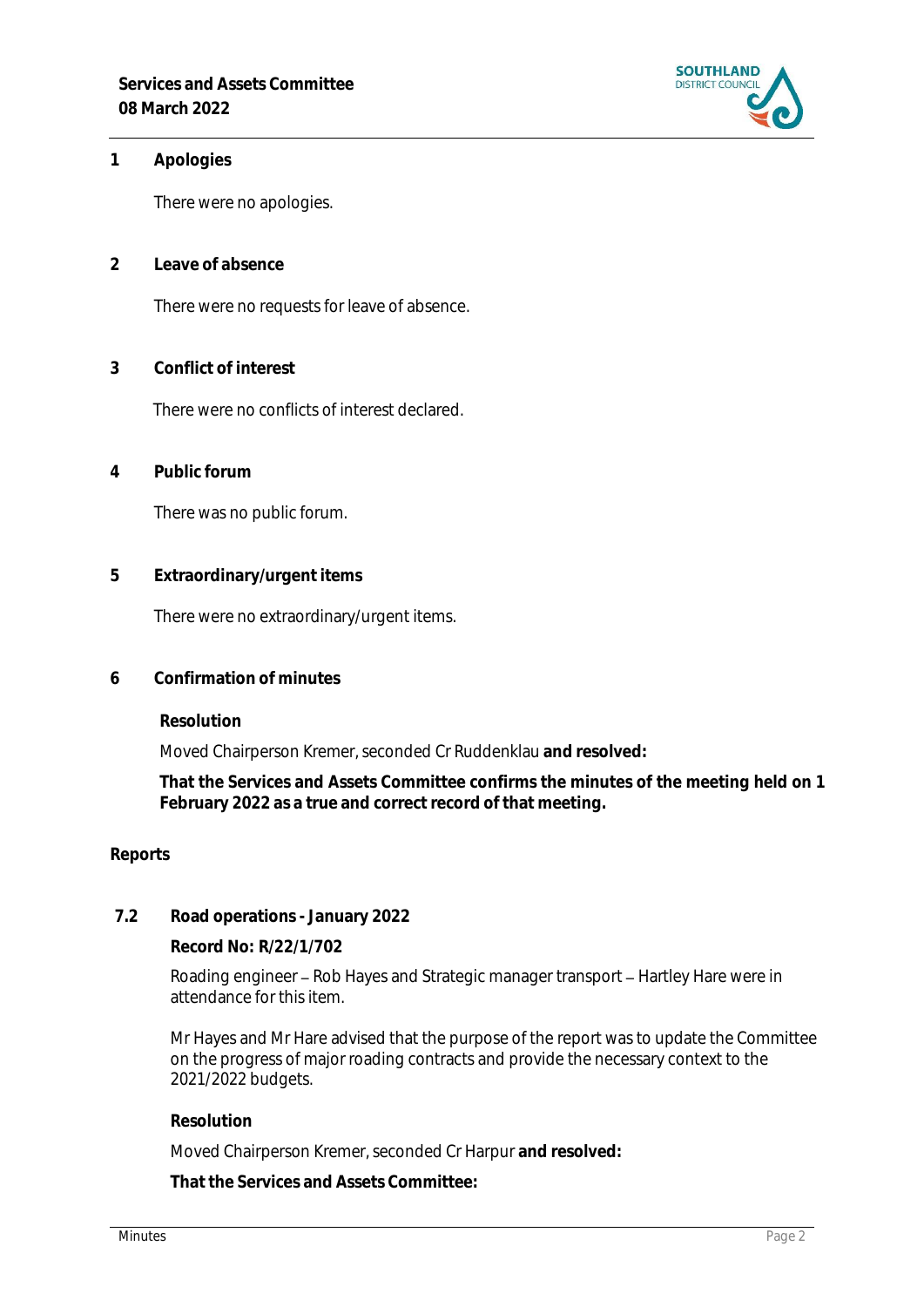## 1 Apologies

There were no apologies.

## 2 Leave of absence

There were no requests for leave of absence.

## 3 Conflict of interest

There were no conflicts of interest declared.

## 4 Public forum

There was no public forum.

## 5 Extraordinary/urgent items

There were no extraordinary/urgent items.

## 6 Confirmation of minutes

**Resolution**

Moved Chairperson Kremer, seconded Cr Ruddenklau **and resolved:**

**That the Services and Assets Committee confirms the minutes of the meeting held on 1 February 2022 as a true and correct record of that meeting.**

## Reports

### 7.2 Road operations - January 2022

**Record No: R/22/1/702**

Roading engineer – Rob Hayes and Strategic manager transport – Hartley Hare were in attendance for this item.

Mr Hayes and Mr Hare advised that the purpose of the report was to update the Committee on the progress of major roading contracts and provide the necessary context to the 2021/2022 budgets.

**Resolution**

Moved Chairperson Kremer, seconded Cr Harpur **and resolved:**

**That the Services and Assets Committee:**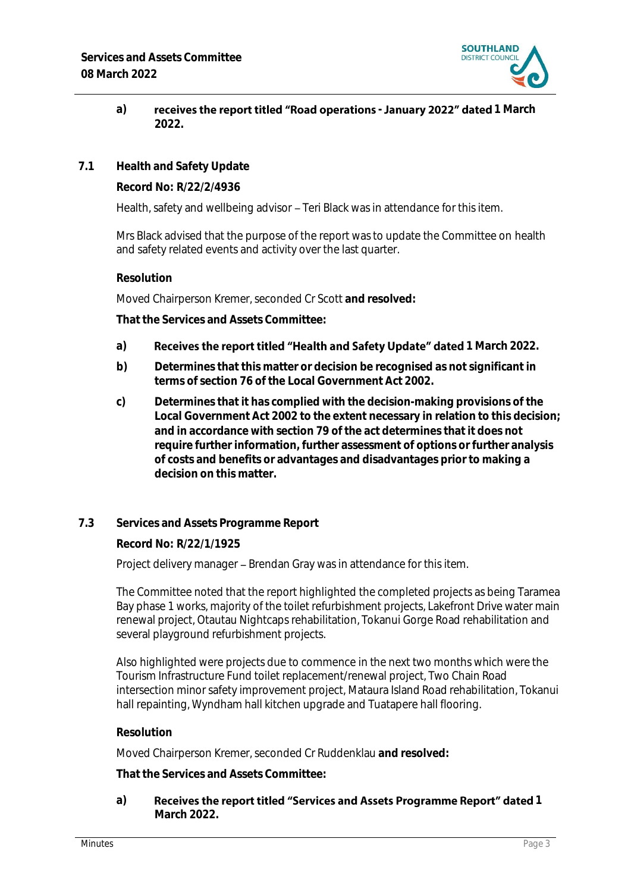**a) receives the report titled "Road operations - January 2022" dated 1 March 2022.**

## 7.1 Health and Safety Update

**Record No: R/22/2/4936**

Health, safety and wellbeing advisor – Teri Black was in attendance for this item.

Mrs Black advised that the purpose of the report was to update the Committee on health and safety related events and activity over the last quarter.

**Resolution**

Moved Chairperson Kremer, seconded Cr Scott **and resolved:**

**That the Services and Assets Committee:**

**a) Receives the report titled "Health and Safety Update" dated 1 March 2022.**

**b) Determines that this matter or decision be recognised as not significant in terms of section 76 of the Local Government Act 2002.**

**c) Determines that it has complied with the decision-making provisions of the Local Government Act 2002 to the extent necessary in relation to this decision; and in accordance with section 79 of the act determines that it does not require further information, further assessment of options or further analysis of costs and benefits or advantages and disadvantages prior to making a decision on this matter.**

## 7.3 Services and Assets Programme Report

**Record No: R/22/1/1925**

Project delivery manager – Brendan Gray was in attendance for this item.

The Committee noted that the report highlighted the completed projects as being Taramea Bay phase 1 works, majority of the toilet refurbishment projects, Lakefront Drive water main renewal project, Otautau Nightcaps rehabilitation, Tokanui Gorge Road rehabilitation and several playground refurbishment projects.

Also highlighted were projects due to commence in the next two months which were the Tourism Infrastructure Fund toilet replacement/renewal project, Two Chain Road intersection minor safety improvement project, Mataura Island Road rehabilitation, Tokanui hall repainting, Wyndham hall kitchen upgrade and Tuatapere hall flooring.

**Resolution**

Moved Chairperson Kremer, seconded Cr Ruddenklau **and resolved:**

**That the Services and Assets Committee:**

**a) Receives the report titled "Services and Assets Programme Report" dated 1 March 2022.**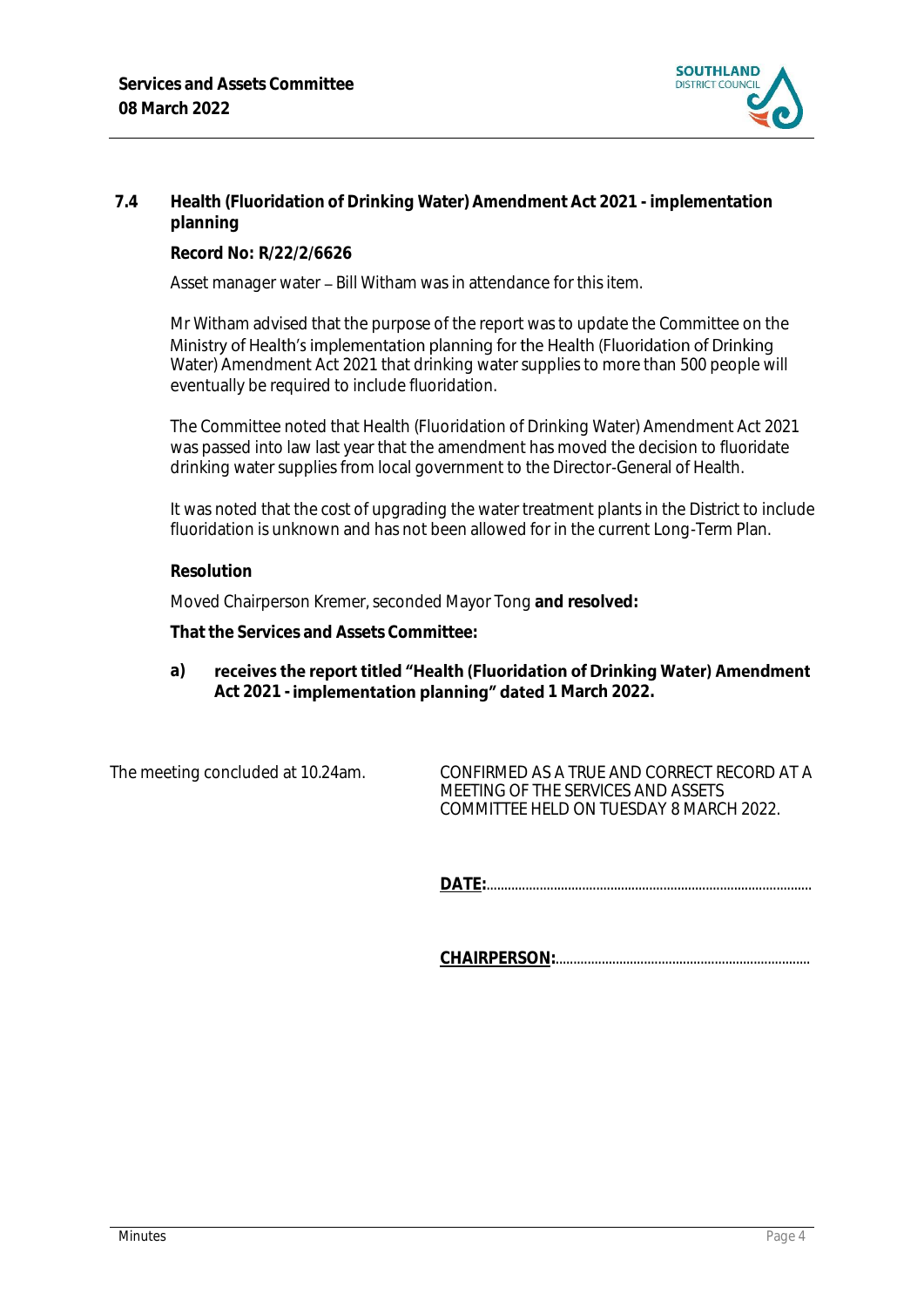### 7.4 Health (Fluoridation of Drinking Water) Amendment Act 2021 - implementation planning

**Record No: R/22/2/6626**

Asset manager water – Bill Witham was in attendance for this item.

Mr Witham advised that the purpose of the report was to update the Committee on the Ministry of Health's implementation planning for the Health (Fluoridation of Drinking Water) Amendment Act 2021 that drinking water supplies to more than 500 people will eventually be required to include fluoridation.

The Committee noted that Health (Fluoridation of Drinking Water) Amendment Act 2021 was passed into law last year that the amendment has moved the decision to fluoridate drinking water supplies from local government to the Director-General of Health.

It was noted that the cost of upgrading the water treatment plants in the District to include fluoridation is unknown and has not been allowed for in the current Long-Term Plan.

**Resolution**

Moved Chairperson Kremer, seconded Mayor Tong **and resolved:**

**That the Services and Assets Committee:**

**a) receives the report titled "Health (Fluoridation of Drinking Water) Amendment Act 2021 - implementation planning" dated 1 March 2022.**

The meeting concluded at 10.24am.

CONFIRMED AS A TRUE AND CORRECT RECORD AT A MEETING OF THE SERVICES AND ASSETS COMMITTEE HELD ON TUESDAY 8 MARCH 2022.

**DATE:**...............................................................................................

**CHAIRPERSON:**...........................................................................